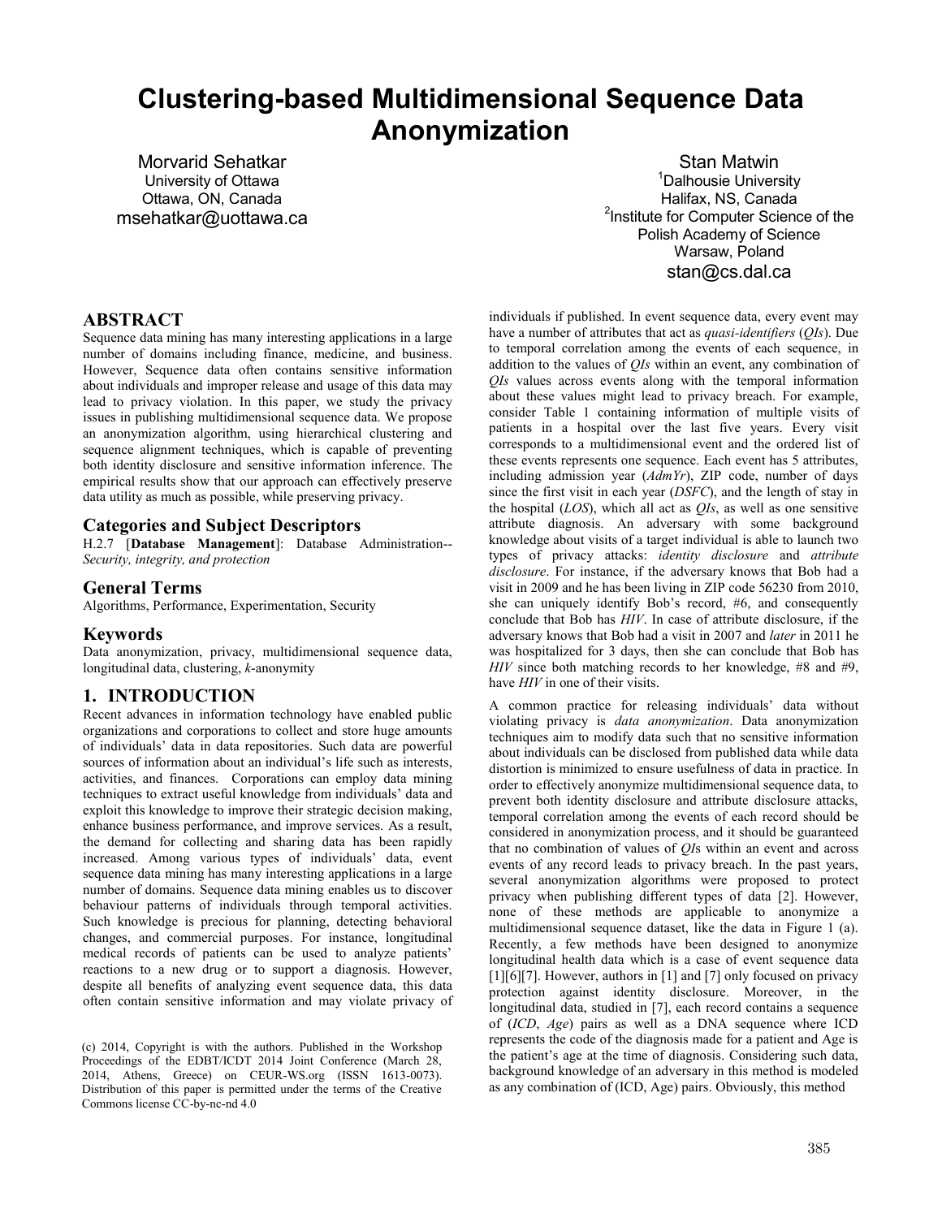# Clustering-based Multidimensional Sequence Data Anonymization

Morvarid Sehatkar
University of Ottawa
Ottawa, ON, Canada
msehatkar@uottawa.ca

Stan Matwin
[1]Dalhousie University
Halifax, NS, Canada
[2]Institute for Computer Science of the Polish Academy of Science
Warsaw, Poland
stan@cs.dal.ca

## ABSTRACT

Sequence data mining has many interesting applications in a large number of domains including finance, medicine, and business. However, Sequence data often contains sensitive information about individuals and improper release and usage of this data may lead to privacy violation. In this paper, we study the privacy issues in publishing multidimensional sequence data. We propose an anonymization algorithm, using hierarchical clustering and sequence alignment techniques, which is capable of preventing both identity disclosure and sensitive information inference. The empirical results show that our approach can effectively preserve data utility as much as possible, while preserving privacy.

## Categories and Subject Descriptors

H.2.7 [**Database Management**]: Database Administration-- *Security, integrity, and protection*

## General Terms

Algorithms, Performance, Experimentation, Security

## Keywords

Data anonymization, privacy, multidimensional sequence data, longitudinal data, clustering, *k*-anonymity

## 1. INTRODUCTION

Recent advances in information technology have enabled public organizations and corporations to collect and store huge amounts of individuals' data in data repositories. Such data are powerful sources of information about an individual's life such as interests, activities, and finances. Corporations can employ data mining techniques to extract useful knowledge from individuals' data and exploit this knowledge to improve their strategic decision making, enhance business performance, and improve services. As a result, the demand for collecting and sharing data has been rapidly increased. Among various types of individuals' data, event sequence data mining has many interesting applications in a large number of domains. Sequence data mining enables us to discover behaviour patterns of individuals through temporal activities. Such knowledge is precious for planning, detecting behavioral changes, and commercial purposes. For instance, longitudinal medical records of patients can be used to analyze patients' reactions to a new drug or to support a diagnosis. However, despite all benefits of analyzing event sequence data, this data often contain sensitive information and may violate privacy of individuals if published. In event sequence data, every event may have a number of attributes that act as *quasi-identifiers* (*QIs*). Due to temporal correlation among the events of each sequence, in addition to the values of *QIs* within an event, any combination of *QIs* values across events along with the temporal information about these values might lead to privacy breach. For example, consider Table 1 containing information of multiple visits of patients in a hospital over the last five years. Every visit corresponds to a multidimensional event and the ordered list of these events represents one sequence. Each event has 5 attributes, including admission year (*AdmYr*), ZIP code, number of days since the first visit in each year (*DSFC*), and the length of stay in the hospital (*LOS*), which all act as *QIs*, as well as one sensitive attribute diagnosis. An adversary with some background knowledge about visits of a target individual is able to launch two types of privacy attacks: *identity disclosure* and *attribute disclosure*. For instance, if the adversary knows that Bob had a visit in 2009 and he has been living in ZIP code 56230 from 2010, she can uniquely identify Bob's record, #6, and consequently conclude that Bob has *HIV*. In case of attribute disclosure, if the adversary knows that Bob had a visit in 2007 and *later* in 2011 he was hospitalized for 3 days, then she can conclude that Bob has *HIV* since both matching records to her knowledge, #8 and #9, have *HIV* in one of their visits.

A common practice for releasing individuals' data without violating privacy is *data anonymization*. Data anonymization techniques aim to modify data such that no sensitive information about individuals can be disclosed from published data while data distortion is minimized to ensure usefulness of data in practice. In order to effectively anonymize multidimensional sequence data, to prevent both identity disclosure and attribute disclosure attacks, temporal correlation among the events of each record should be considered in anonymization process, and it should be guaranteed that no combination of values of *QI*s within an event and across events of any record leads to privacy breach. In the past years, several anonymization algorithms were proposed to protect privacy when publishing different types of data [2]. However, none of these methods are applicable to anonymize a multidimensional sequence dataset, like the data in Figure 1 (a). Recently, a few methods have been designed to anonymize longitudinal health data which is a case of event sequence data [1][6][7]. However, authors in [1] and [7] only focused on privacy protection against identity disclosure. Moreover, in the longitudinal data, studied in [7], each record contains a sequence of (*ICD*, *Age*) pairs as well as a DNA sequence where ICD represents the code of the diagnosis made for a patient and Age is the patient's age at the time of diagnosis. Considering such data, background knowledge of an adversary in this method is modeled as any combination of (ICD, Age) pairs. Obviously, this method

(c) 2014, Copyright is with the authors. Published in the Workshop Proceedings of the EDBT/ICDT 2014 Joint Conference (March 28, 2014, Athens, Greece) on CEUR-WS.org (ISSN 1613-0073). Distribution of this paper is permitted under the terms of the Creative Commons license CC-by-nc-nd 4.0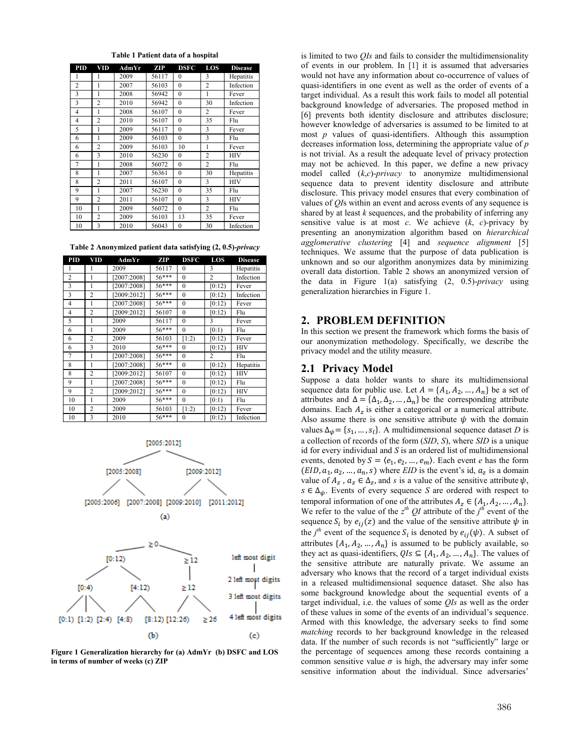**Table 1 Patient data of a hospital**

| PID | VID | AdmYr | ZIP | DSFC | LOS | Disease |
|---|---|---|---|---|---|---|
| 1 | 1 | 2009 | 56117 | 0 | 3 | Hepatitis |
| 2 | 1 | 2007 | 56103 | 0 | 2 | Infection |
| 3 | 1 | 2008 | 56942 | 0 | 1 | Fever |
| 3 | 2 | 2010 | 56942 | 0 | 30 | Infection |
| 4 | 1 | 2008 | 56107 | 0 | 2 | Fever |
| 4 | 2 | 2010 | 56107 | 0 | 35 | Flu |
| 5 | 1 | 2009 | 56117 | 0 | 3 | Fever |
| 6 | 1 | 2009 | 56103 | 0 | 3 | Flu |
| 6 | 2 | 2009 | 56103 | 10 | 1 | Fever |
| 6 | 3 | 2010 | 56230 | 0 | 2 | HIV |
| 7 | 1 | 2008 | 56072 | 0 | 2 | Flu |
| 8 | 1 | 2007 | 56361 | 0 | 30 | Hepatitis |
| 8 | 2 | 2011 | 56107 | 0 | 3 | HIV |
| 9 | 1 | 2007 | 56230 | 0 | 35 | Flu |
| 9 | 2 | 2011 | 56107 | 0 | 3 | HIV |
| 10 | 1 | 2009 | 56072 | 0 | 2 | Flu |
| 10 | 2 | 2009 | 56103 | 13 | 35 | Fever |
| 10 | 3 | 2010 | 56043 | 0 | 30 | Infection |

**Table 2 Anonymized patient data satisfying (2, 0.5)-*privacy***

| PID | VID | AdmYr | ZIP | DSFC | LOS | Disease |
|---|---|---|---|---|---|---|
| 1 | 1 | 2009 | 56117 | 0 | 3 | Hepatitis |
| 2 | 1 | [2007:2008] | 56*** | 0 | 2 | Infection |
| 3 | 1 | [2007:2008] | 56*** | 0 | [0:12) | Fever |
| 3 | 2 | [2009:2012] | 56*** | 0 | [0:12) | Infection |
| 4 | 1 | [2007:2008] | 56*** | 0 | [0:12) | Fever |
| 4 | 2 | [2009:2012] | 56107 | 0 | [0:12) | Flu |
| 5 | 1 | 2009 | 56117 | 0 | 3 | Fever |
| 6 | 1 | 2009 | 56*** | 0 | [0:1) | Flu |
| 6 | 2 | 2009 | 56103 | [1:2) | [0:12) | Fever |
| 6 | 3 | 2010 | 56*** | 0 | [0:12) | HIV |
| 7 | 1 | [2007:2008] | 56*** | 0 | 2 | Flu |
| 8 | 1 | [2007:2008] | 56*** | 0 | [0:12) | Hepatitis |
| 8 | 2 | [2009:2012] | 56107 | 0 | [0:12) | HIV |
| 9 | 1 | [2007:2008] | 56*** | 0 | [0:12) | Flu |
| 9 | 2 | [2009:2012] | 56*** | 0 | [0:12) | HIV |
| 10 | 1 | 2009 | 56*** | 0 | [0:1) | Flu |
| 10 | 2 | 2009 | 56103 | [1:2) | [0:12) | Fever |
| 10 | 3 | 2010 | 56*** | 0 | [0:12) | Infection |

**Figure 1 Generalization hierarchy for (a) AdmYr (b) DSFC and LOS in terms of number of weeks (c) ZIP**

is limited to two *QIs* and fails to consider the multidimensionality of events in our problem. In [1] it is assumed that adversaries would not have any information about co-occurrence of values of quasi-identifiers in one event as well as the order of events of a target individual. As a result this work fails to model all potential background knowledge of adversaries. The proposed method in [6] prevents both identity disclosure and attributes disclosure; however knowledge of adversaries is assumed to be limited to at most *p* values of quasi-identifiers. Although this assumption decreases information loss, determining the appropriate value of *p* is not trivial. As a result the adequate level of privacy protection may not be achieved. In this paper, we define a new privacy model called (*k*,*c*)-*privacy* to anonymize multidimensional sequence data to prevent identity disclosure and attribute disclosure. This privacy model ensures that every combination of values of *QI*s within an event and across events of any sequence is shared by at least *k* sequences, and the probability of inferring any sensitive value is at most *c*. We achieve (*k*, *c*)-privacy by presenting an anonymization algorithm based on *hierarchical agglomerative clustering* [4] and *sequence alignment* [5] techniques. We assume that the purpose of data publication is unknown and so our algorithm anonymizes data by minimizing overall data distortion. Table 2 shows an anonymized version of the data in Figure 1(a) satisfying (2, 0.5)-*privacy* using generalization hierarchies in Figure 1.

## 2. PROBLEM DEFINITION

In this section we present the framework which forms the basis of our anonymization methodology. Specifically, we describe the privacy model and the utility measure.

### 2.1 Privacy Model

Suppose a data holder wants to share its multidimensional sequence data for public use. Let $A = \{A_1, A_2, \ldots, A_n\}$ be a set of attributes and $\Delta = \{\Delta_1, \Delta_2, \ldots, \Delta_n\}$ be the corresponding attribute domains. Each $A_z$ is either a categorical or a numerical attribute. Also assume there is one sensitive attribute $\psi$ with the domain values $\Delta_\psi = \{s_1, \ldots, s_l\}$. A multidimensional sequence dataset *D* is a collection of records of the form (*SID*, *S*), where *SID* is a unique id for every individual and *S* is an ordered list of multidimensional events, denoted by $S = \langle e_1, e_2, \ldots, e_m \rangle$. Each event *e* has the form $(EID, a_1, a_2, \ldots, a_n, s)$ where *EID* is the event's id, $a_z$ is a domain value of $A_z$, $a_z \in \Delta_z$, and *s* is a value of the sensitive attribute $\psi$, $s \in \Delta_\psi$. Events of every sequence *S* are ordered with respect to temporal information of one of the attributes $A_z \in \{A_1, A_2, \ldots, A_n\}$. We refer to the value of the $z^{th}$ *QI* attribute of the $j^{th}$ event of the sequence $S_i$ by $e_{ij}(z)$ and the value of the sensitive attribute $\psi$ in the $j^{th}$ event of the sequence $S_i$ is denoted by $e_{ij}(\psi)$. A subset of attributes $\{A_1, A_2, \ldots, A_n\}$ is assumed to be publicly available, so they act as quasi-identifiers, $QIs \subseteq \{A_1, A_2, \ldots, A_n\}$. The values of the sensitive attribute are naturally private. We assume an adversary who knows that the record of a target individual exists in a released multidimensional sequence dataset. She also has some background knowledge about the sequential events of a target individual, i.e. the values of some *QIs* as well as the order of these values in some of the events of an individual's sequence. Armed with this knowledge, the adversary seeks to find some *matching* records to her background knowledge in the released data. If the number of such records is not "sufficiently" large or the percentage of sequences among these records containing a common sensitive value $\sigma$ is high, the adversary may infer some sensitive information about the individual. Since adversaries'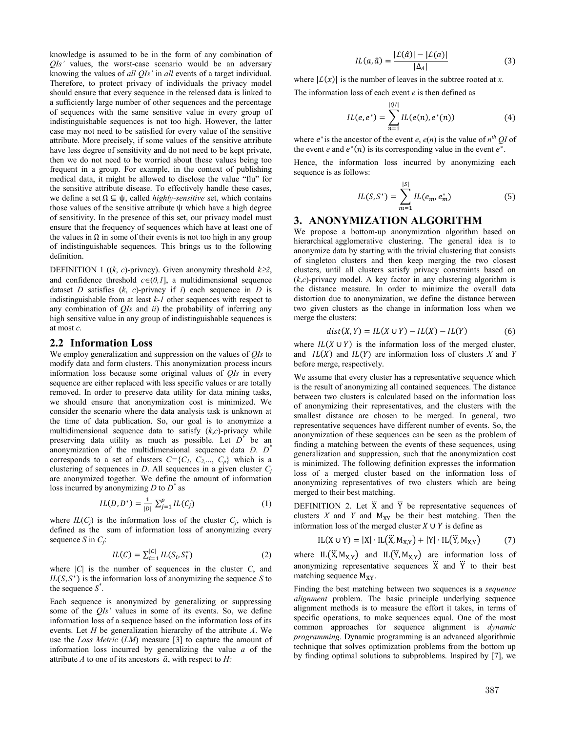knowledge is assumed to be in the form of any combination of *QIs'* values, the worst-case scenario would be an adversary knowing the values of *all QIs'* in *all* events of a target individual. Therefore, to protect privacy of individuals the privacy model should ensure that every sequence in the released data is linked to a sufficiently large number of other sequences and the percentage of sequences with the same sensitive value in every group of indistinguishable sequences is not too high. However, the latter case may not need to be satisfied for every value of the sensitive attribute. More precisely, if some values of the sensitive attribute have less degree of sensitivity and do not need to be kept private, then we do not need to be worried about these values being too frequent in a group. For example, in the context of publishing medical data, it might be allowed to disclose the value "flu" for the sensitive attribute disease. To effectively handle these cases, we define a set $\Omega \subseteq \psi$, called *highly-sensitive* set, which contains those values of the sensitive attribute $\psi$ which have a high degree of sensitivity. In the presence of this set, our privacy model must ensure that the frequency of sequences which have at least one of the values in $\Omega$ in some of their events is not too high in any group of indistinguishable sequences. This brings us to the following definition.

DEFINITION 1 ((*k*, *c*)-privacy). Given anonymity threshold $k \geq 2$, and confidence threshold $c \in (0,1]$, a multidimensional sequence dataset $D$ satisfies (*k*, *c*)-privacy if *i*) each sequence in $D$ is indistinguishable from at least *k-1* other sequences with respect to any combination of *QIs* and *ii*) the probability of inferring any high sensitive value in any group of indistinguishable sequences is at most *c*.

## 2.2 Information Loss

We employ generalization and suppression on the values of *QIs* to modify data and form clusters. This anonymization process incurs information loss because some original values of *QIs* in every sequence are either replaced with less specific values or are totally removed. In order to preserve data utility for data mining tasks, we should ensure that anonymization cost is minimized. We consider the scenario where the data analysis task is unknown at the time of data publication. So, our goal is to anonymize a multidimensional sequence data to satisfy (*k*,*c*)-privacy while preserving data utility as much as possible. Let $D^*$ be an anonymization of the multidimensional sequence data $D$. $D^*$ corresponds to a set of clusters $C=\{C_1, C_2,..., C_p\}$ which is a clustering of sequences in $D$. All sequences in a given cluster $C_j$ are anonymized together. We define the amount of information loss incurred by anonymizing $D$ to $D^*$ as

$$IL(D, D^*) = \frac{1}{|D|} \sum_{j=1}^{p} IL(C_j) \tag{1}$$

where $IL(C_j)$ is the information loss of the cluster $C_j$, which is defined as the sum of information loss of anonymizing every sequence $S$ in $C_j$:

$$IL(C) = \sum_{i=1}^{|C|} IL(S_i, S_i^*) \tag{2}$$

where $|C|$ is the number of sequences in the cluster $C$, and $IL(S, S^*)$ is the information loss of anonymizing the sequence $S$ to the sequence $S^*$.

Each sequence is anonymized by generalizing or suppressing some of the *QIs'* values in some of its events. So, we define information loss of a sequence based on the information loss of its events. Let $H$ be generalization hierarchy of the attribute $A$. We use the *Loss Metric* (*LM*) measure [3] to capture the amount of information loss incurred by generalizing the value $a$ of the attribute $A$ to one of its ancestors $\hat{a}$, with respect to $H$:

$$IL(a, \hat{a}) = \frac{|\mathcal{L}(\hat{a})| - |\mathcal{L}(a)|}{|\Delta_A|} \tag{3}$$

where $|\mathcal{L}(x)|$ is the number of leaves in the subtree rooted at $x$.

The information loss of each event $e$ is then defined as

$$IL(e, e^*) = \sum_{n=1}^{|QI|} IL(e(n), e^*(n)) \tag{4}$$

where $e^*$ is the ancestor of the event $e$, $e(n)$ is the value of $n^{th}$ *QI* of the event $e$ and $e^*(n)$ is its corresponding value in the event $e^*$.

Hence, the information loss incurred by anonymizing each sequence is as follows:

$$IL(S, S^*) = \sum_{m=1}^{|S|} IL(e_m, e_m^*) \tag{5}$$

# 3. ANONYMIZATION ALGORITHM

We propose a bottom-up anonymization algorithm based on hierarchical agglomerative clustering. The general idea is to anonymize data by starting with the trivial clustering that consists of singleton clusters and then keep merging the two closest clusters, until all clusters satisfy privacy constraints based on (*k*,*c*)-privacy model. A key factor in any clustering algorithm is the distance measure. In order to minimize the overall data distortion due to anonymization, we define the distance between two given clusters as the change in information loss when we merge the clusters:

$$dist(X, Y) = IL(X \cup Y) - IL(X) - IL(Y) \tag{6}$$

where $IL(X \cup Y)$ is the information loss of the merged cluster, and $IL(X)$ and $IL(Y)$ are information loss of clusters $X$ and $Y$ before merge, respectively.

We assume that every cluster has a representative sequence which is the result of anonymizing all contained sequences. The distance between two clusters is calculated based on the information loss of anonymizing their representatives, and the clusters with the smallest distance are chosen to be merged. In general, two representative sequences have different number of events. So, the anonymization of these sequences can be seen as the problem of finding a matching between the events of these sequences, using generalization and suppression, such that the anonymization cost is minimized. The following definition expresses the information loss of a merged cluster based on the information loss of anonymizing representatives of two clusters which are being merged to their best matching.

DEFINITION 2. Let $\ddot{X}$ and $\ddot{Y}$ be representative sequences of clusters $X$ and $Y$ and $M_{XY}$ be their best matching. Then the information loss of the merged cluster $X \cup Y$ is define as

$$IL(X \cup Y) = |X| \cdot IL(\ddot{X}, M_{X,Y}) + |Y| \cdot IL(\ddot{Y}, M_{X,Y}) \tag{7}$$

where $IL(\ddot{X}, M_{X,Y})$ and $IL(\ddot{Y}, M_{X,Y})$ are information loss of anonymizing representative sequences $\ddot{X}$ and $\ddot{Y}$ to their best matching sequence $M_{XY}$.

Finding the best matching between two sequences is a *sequence alignment* problem. The basic principle underlying sequence alignment methods is to measure the effort it takes, in terms of specific operations, to make sequences equal. One of the most common approaches for sequence alignment is *dynamic programming*. Dynamic programming is an advanced algorithmic technique that solves optimization problems from the bottom up by finding optimal solutions to subproblems. Inspired by [7], we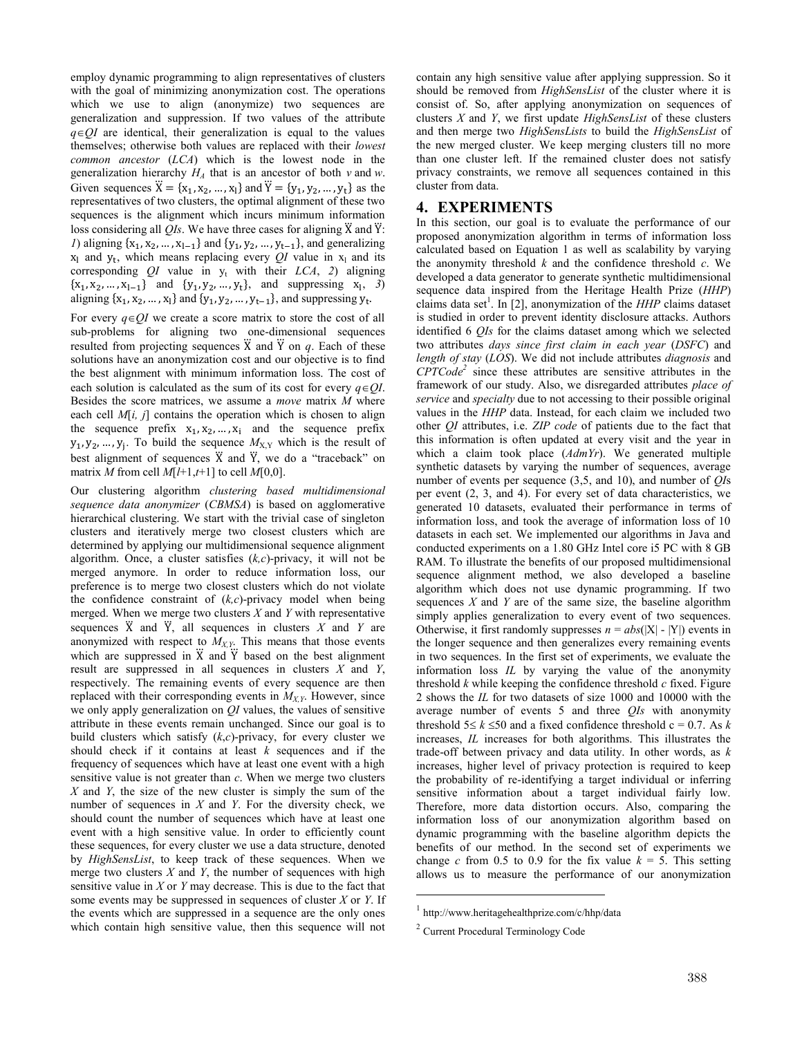employ dynamic programming to align representatives of clusters with the goal of minimizing anonymization cost. The operations which we use to align (anonymize) two sequences are generalization and suppression. If two values of the attribute $q \in QI$ are identical, their generalization is equal to the values themselves; otherwise both values are replaced with their *lowest common ancestor* (*LCA*) which is the lowest node in the generalization hierarchy $H_A$ that is an ancestor of both *v* and *w*. Given sequences $\ddot{X} = \{x_1, x_2, \dots, x_l\}$ and $\ddot{Y} = \{y_1, y_2, \dots, y_t\}$ as the representatives of two clusters, the optimal alignment of these two sequences is the alignment which incurs minimum information loss considering all *QIs*. We have three cases for aligning $\ddot{X}$ and $\ddot{Y}$: *1*) aligning $\{x_1, x_2, \dots, x_{l-1}\}$ and $\{y_1, y_2, \dots, y_{t-1}\}$, and generalizing $x_l$ and $y_t$, which means replacing every *QI* value in $x_l$ and its corresponding *QI* value in $y_t$ with their *LCA*, *2*) aligning $\{x_1, x_2, \dots, x_{l-1}\}$ and $\{y_1, y_2, \dots, y_t\}$, and suppressing $x_l$, *3*) aligning $\{x_1, x_2, \dots, x_l\}$ and $\{y_1, y_2, \dots, y_{t-1}\}$, and suppressing $y_t$.

For every $q \in QI$ we create a score matrix to store the cost of all sub-problems for aligning two one-dimensional sequences resulted from projecting sequences $\ddot{X}$ and $\ddot{Y}$ on *q*. Each of these solutions have an anonymization cost and our objective is to find the best alignment with minimum information loss. The cost of each solution is calculated as the sum of its cost for every $q \in QI$. Besides the score matrices, we assume a *move* matrix *M* where each cell $M[i, j]$ contains the operation which is chosen to align the sequence prefix $x_1, x_2, \dots, x_i$ and the sequence prefix $y_1, y_2, \dots, y_j$. To build the sequence $M_{X,Y}$ which is the result of best alignment of sequences $\ddot{X}$ and $\ddot{Y}$, we do a "traceback" on matrix *M* from cell $M[l+1, t+1]$ to cell $M[0,0]$.

Our clustering algorithm *clustering based multidimensional sequence data anonymizer* (*CBMSA*) is based on agglomerative hierarchical clustering. We start with the trivial case of singleton clusters and iteratively merge two closest clusters which are determined by applying our multidimensional sequence alignment algorithm. Once, a cluster satisfies (*k,c*)-privacy, it will not be merged anymore. In order to reduce information loss, our preference is to merge two closest clusters which do not violate the confidence constraint of (*k,c*)-privacy model when being merged. When we merge two clusters *X* and *Y* with representative sequences $\ddot{X}$ and $\ddot{Y}$, all sequences in clusters *X* and *Y* are anonymized with respect to $M_{X,Y}$. This means that those events which are suppressed in $\ddot{X}$ and $\ddot{Y}$ based on the best alignment result are suppressed in all sequences in clusters *X* and *Y*, respectively. The remaining events of every sequence are then replaced with their corresponding events in $M_{X,Y}$. However, since we only apply generalization on *QI* values, the values of sensitive attribute in these events remain unchanged. Since our goal is to build clusters which satisfy (*k,c*)-privacy, for every cluster we should check if it contains at least *k* sequences and if the frequency of sequences which have at least one event with a high sensitive value is not greater than *c*. When we merge two clusters *X* and *Y*, the size of the new cluster is simply the sum of the number of sequences in *X* and *Y*. For the diversity check, we should count the number of sequences which have at least one event with a high sensitive value. In order to efficiently count these sequences, for every cluster we use a data structure, denoted by *HighSensList*, to keep track of these sequences. When we merge two clusters *X* and *Y*, the number of sequences with high sensitive value in *X* or *Y* may decrease. This is due to the fact that some events may be suppressed in sequences of cluster *X* or *Y*. If the events which are suppressed in a sequence are the only ones which contain high sensitive value, then this sequence will not contain any high sensitive value after applying suppression. So it should be removed from *HighSensList* of the cluster where it is consist of. So, after applying anonymization on sequences of clusters *X* and *Y*, we first update *HighSensList* of these clusters and then merge two *HighSensLists* to build the *HighSensList* of the new merged cluster. We keep merging clusters till no more than one cluster left. If the remained cluster does not satisfy privacy constraints, we remove all sequences contained in this cluster from data.

## 4. EXPERIMENTS

In this section, our goal is to evaluate the performance of our proposed anonymization algorithm in terms of information loss calculated based on Equation 1 as well as scalability by varying the anonymity threshold *k* and the confidence threshold *c*. We developed a data generator to generate synthetic multidimensional sequence data inspired from the Heritage Health Prize (*HHP*) claims data set[1]. In [2], anonymization of the *HHP* claims dataset is studied in order to prevent identity disclosure attacks. Authors identified 6 *QIs* for the claims dataset among which we selected two attributes *days since first claim in each year* (*DSFC*) and *length of stay* (*LOS*). We did not include attributes *diagnosis* and *CPTCode*[2] since these attributes are sensitive attributes in the framework of our study. Also, we disregarded attributes *place of service* and *specialty* due to not accessing to their possible original values in the *HHP* data. Instead, for each claim we included two other *QI* attributes, i.e. *ZIP code* of patients due to the fact that this information is often updated at every visit and the year in which a claim took place (*AdmYr*). We generated multiple synthetic datasets by varying the number of sequences, average number of events per sequence (3,5, and 10), and number of *QI*s per event (2, 3, and 4). For every set of data characteristics, we generated 10 datasets, evaluated their performance in terms of information loss, and took the average of information loss of 10 datasets in each set. We implemented our algorithms in Java and conducted experiments on a 1.80 GHz Intel core i5 PC with 8 GB RAM. To illustrate the benefits of our proposed multidimensional sequence alignment method, we also developed a baseline algorithm which does not use dynamic programming. If two sequences *X* and *Y* are of the same size, the baseline algorithm simply applies generalization to every event of two sequences. Otherwise, it first randomly suppresses $n = abs(|X| - |Y|)$ events in the longer sequence and then generalizes every remaining events in two sequences. In the first set of experiments, we evaluate the information loss *IL* by varying the value of the anonymity threshold *k* while keeping the confidence threshold *c* fixed. Figure 2 shows the *IL* for two datasets of size 1000 and 10000 with the average number of events 5 and three *QIs* with anonymity threshold $5 \leq k \leq 50$ and a fixed confidence threshold c = 0.7. As *k* increases, *IL* increases for both algorithms. This illustrates the trade-off between privacy and data utility. In other words, as *k* increases, higher level of privacy protection is required to keep the probability of re-identifying a target individual or inferring sensitive information about a target individual fairly low. Therefore, more data distortion occurs. Also, comparing the information loss of our anonymization algorithm based on dynamic programming with the baseline algorithm depicts the benefits of our method. In the second set of experiments we change *c* from 0.5 to 0.9 for the fix value *k* = 5. This setting allows us to measure the performance of our anonymization

[1] http://www.heritagehealthprize.com/c/hhp/data

[2] Current Procedural Terminology Code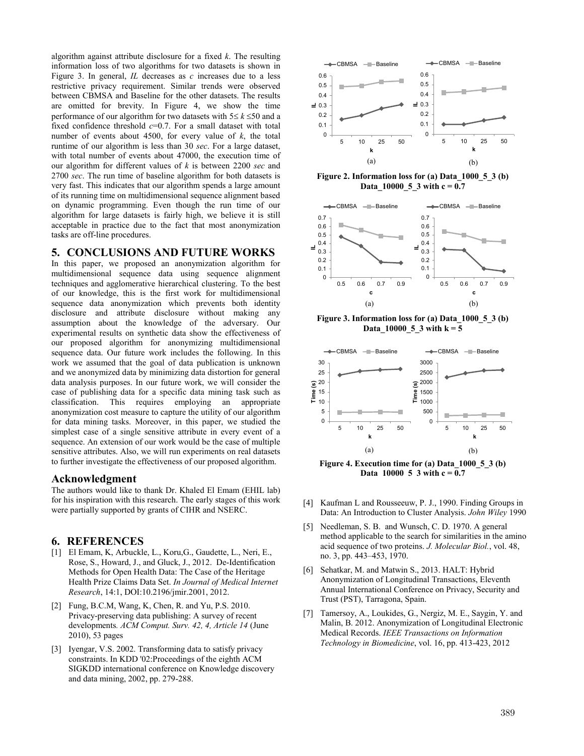algorithm against attribute disclosure for a fixed *k*. The resulting information loss of two algorithms for two datasets is shown in Figure 3. In general, *IL* decreases as *c* increases due to a less restrictive privacy requirement. Similar trends were observed between CBMSA and Baseline for the other datasets. The results are omitted for brevity. In Figure 4, we show the time performance of our algorithm for two datasets with $5 \leq k \leq 50$ and a fixed confidence threshold $c$=0.7. For a small dataset with total number of events about 4500, for every value of *k*, the total runtime of our algorithm is less than 30 *sec*. For a large dataset, with total number of events about 47000, the execution time of our algorithm for different values of *k* is between 2200 *sec* and 2700 *sec*. The run time of baseline algorithm for both datasets is very fast. This indicates that our algorithm spends a large amount of its running time on multidimensional sequence alignment based on dynamic programming. Even though the run time of our algorithm for large datasets is fairly high, we believe it is still acceptable in practice due to the fact that most anonymization tasks are off-line procedures.

CBMSA
Baseline
IL
k
5 10 25 50
0 0.1 0.2 0.3 0.4 0.5 0.6
(a) (b)

**Figure 2. Information loss for (a) Data_1000_5_3 (b) Data_10000_5_3 with c = 0.7**

CBMSA
Baseline
IL
c
0.5 0.6 0.7 0.9
0 0.1 0.2 0.3 0.4 0.5 0.6 0.7
(a) (b)

**Figure 3. Information loss for (a) Data_1000_5_3 (b) Data_10000_5_3 with k = 5**

CBMSA
Baseline
Time (s)
k
5 10 25 50
(a): 0 5 10 15 20 25 30
(b): 0 500 1000 1500 2000 2500 3000

**Figure 4. Execution time for (a) Data_1000_5_3 (b) Data 10000 5 3 with c = 0.7**

## 5. CONCLUSIONS AND FUTURE WORKS

In this paper, we proposed an anonymization algorithm for multidimensional sequence data using sequence alignment techniques and agglomerative hierarchical clustering. To the best of our knowledge, this is the first work for multidimensional sequence data anonymization which prevents both identity disclosure and attribute disclosure without making any assumption about the knowledge of the adversary. Our experimental results on synthetic data show the effectiveness of our proposed algorithm for anonymizing multidimensional sequence data. Our future work includes the following. In this work we assumed that the goal of data publication is unknown and we anonymized data by minimizing data distortion for general data analysis purposes. In our future work, we will consider the case of publishing data for a specific data mining task such as classification. This requires employing an appropriate anonymization cost measure to capture the utility of our algorithm for data mining tasks. Moreover, in this paper, we studied the simplest case of a single sensitive attribute in every event of a sequence. An extension of our work would be the case of multiple sensitive attributes. Also, we will run experiments on real datasets to further investigate the effectiveness of our proposed algorithm.

## Acknowledgment

The authors would like to thank Dr. Khaled El Emam (EHIL lab) for his inspiration with this research. The early stages of this work were partially supported by grants of CIHR and NSERC.

## 6. REFERENCES

[1] El Emam, K, Arbuckle, L., Koru,G., Gaudette, L., Neri, E., Rose, S., Howard, J., and Gluck, J., 2012. De-Identification Methods for Open Health Data: The Case of the Heritage Health Prize Claims Data Set. *In Journal of Medical Internet Research*, 14:1, DOI:10.2196/jmir.2001, 2012.

[2] Fung, B.C.M, Wang, K, Chen, R. and Yu, P.S. 2010. Privacy-preserving data publishing: A survey of recent developments*. ACM Comput. Surv. 42, 4, Article 14* (June 2010), 53 pages

[3] Iyengar, V.S. 2002. Transforming data to satisfy privacy constraints. In KDD '02:Proceedings of the eighth ACM SIGKDD international conference on Knowledge discovery and data mining, 2002, pp. 279-288.

[4] Kaufman L and Rousseeuw, P. J., 1990. Finding Groups in Data: An Introduction to Cluster Analysis. *John Wiley* 1990

[5] Needleman, S. B. and Wunsch, C. D. 1970. A general method applicable to the search for similarities in the amino acid sequence of two proteins. *J. Molecular Biol.*, vol. 48, no. 3, pp. 443–453, 1970.

[6] Sehatkar, M. and Matwin S., 2013. HALT: Hybrid Anonymization of Longitudinal Transactions, Eleventh Annual International Conference on Privacy, Security and Trust (PST), Tarragona, Spain.

[7] Tamersoy, A., Loukides, G., Nergiz, M. E., Saygin, Y. and Malin, B. 2012. Anonymization of Longitudinal Electronic Medical Records. *IEEE Transactions on Information Technology in Biomedicine*, vol. 16, pp. 413-423, 2012